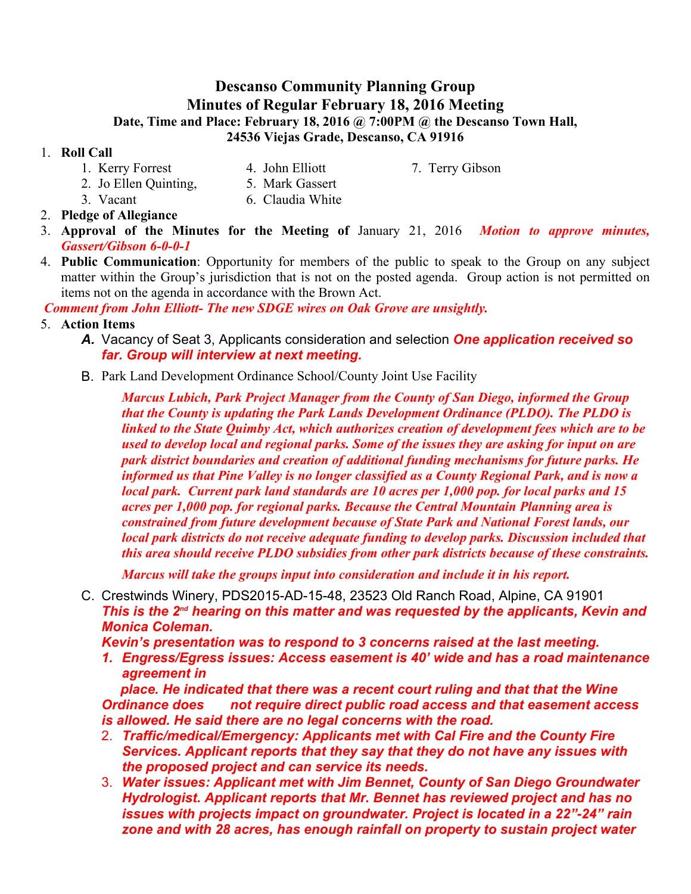# Descanso Community Planning Group

## Minutes of Regular February 18, 2016 Meeting

**Date, Time and Place: February 18, 2016 @ 7:00PM @ the Descanso Town Hall, 24536 Viejas Grade, Descanso, CA 91916**

1. **Roll Call**
   1. Kerry Forrest
   2. Jo Ellen Quinting,
   3. Vacant
   4. John Elliott
   5. Mark Gassert
   6. Claudia White
   7. Terry Gibson
2. **Pledge of Allegiance**
3. **Approval of the Minutes for the Meeting of** January 21, 2016 ***Motion to approve minutes, Gassert/Gibson 6-0-0-1***
4. **Public Communication**: Opportunity for members of the public to speak to the Group on any subject matter within the Group's jurisdiction that is not on the posted agenda. Group action is not permitted on items not on the agenda in accordance with the Brown Act.

***Comment from John Elliott- The new SDGE wires on Oak Grove are unsightly.***

5. **Action Items**
   - ***A.*** Vacancy of Seat 3, Applicants consideration and selection ***One application received so far. Group will interview at next meeting.***
   - B. Park Land Development Ordinance School/County Joint Use Facility

     ***Marcus Lubich, Park Project Manager from the County of San Diego, informed the Group that the County is updating the Park Lands Development Ordinance (PLDO). The PLDO is linked to the State Quimby Act, which authorizes creation of development fees which are to be used to develop local and regional parks. Some of the issues they are asking for input on are park district boundaries and creation of additional funding mechanisms for future parks. He informed us that Pine Valley is no longer classified as a County Regional Park, and is now a local park. Current park land standards are 10 acres per 1,000 pop. for local parks and 15 acres per 1,000 pop. for regional parks. Because the Central Mountain Planning area is constrained from future development because of State Park and National Forest lands, our local park districts do not receive adequate funding to develop parks. Discussion included that this area should receive PLDO subsidies from other park districts because of these constraints.***

     ***Marcus will take the groups input into consideration and include it in his report.***
   - C. Crestwinds Winery, PDS2015-AD-15-48, 23523 Old Ranch Road, Alpine, CA 91901
     ***This is the 2nd hearing on this matter and was requested by the applicants, Kevin and Monica Coleman.***
     ***Kevin's presentation was to respond to 3 concerns raised at the last meeting.***
     1. ***Engress/Egress issues: Access easement is 40' wide and has a road maintenance agreement in place. He indicated that there was a recent court ruling and that that the Wine Ordinance does not require direct public road access and that easement access is allowed. He said there are no legal concerns with the road.***
     2. ***Traffic/medical/Emergency: Applicants met with Cal Fire and the County Fire Services. Applicant reports that they say that they do not have any issues with the proposed project and can service its needs.***
     3. ***Water issues: Applicant met with Jim Bennet, County of San Diego Groundwater Hydrologist. Applicant reports that Mr. Bennet has reviewed project and has no issues with projects impact on groundwater. Project is located in a 22"-24" rain zone and with 28 acres, has enough rainfall on property to sustain project water***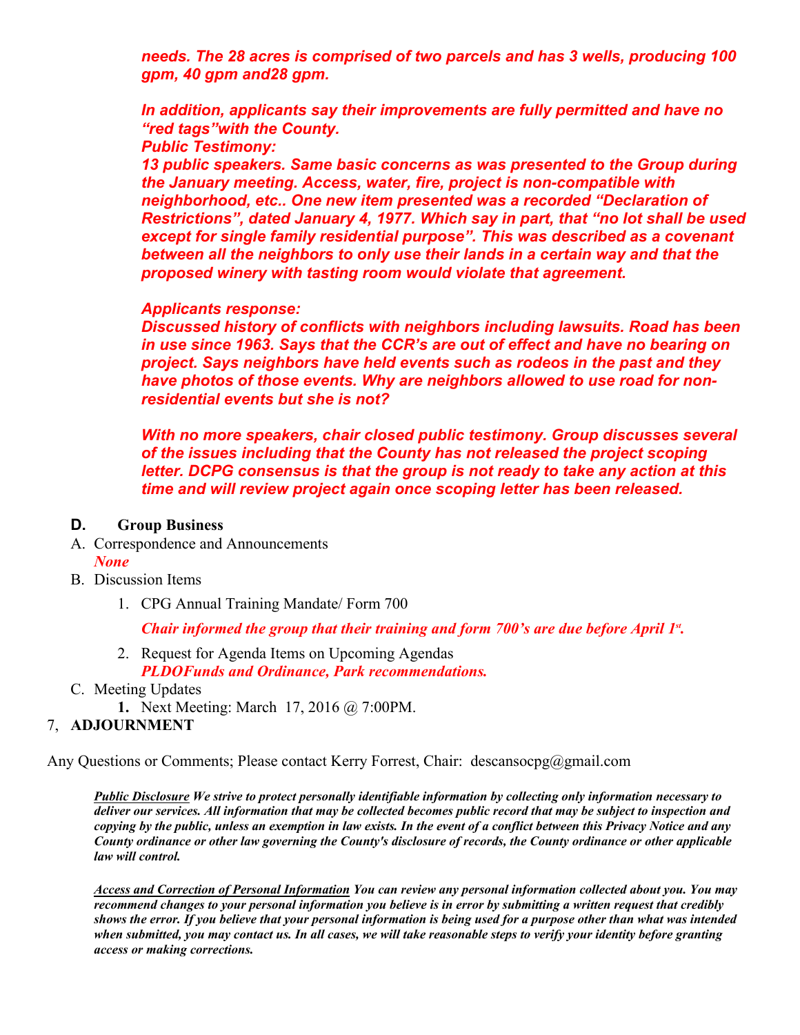*needs. The 28 acres is comprised of two parcels and has 3 wells, producing 100 gpm, 40 gpm and28 gpm.*

*In addition, applicants say their improvements are fully permitted and have no "red tags"with the County.*

*Public Testimony:*

*13 public speakers. Same basic concerns as was presented to the Group during the January meeting. Access, water, fire, project is non-compatible with neighborhood, etc.. One new item presented was a recorded "Declaration of Restrictions", dated January 4, 1977. Which say in part, that "no lot shall be used except for single family residential purpose". This was described as a covenant between all the neighbors to only use their lands in a certain way and that the proposed winery with tasting room would violate that agreement.*

*Applicants response:*

*Discussed history of conflicts with neighbors including lawsuits. Road has been in use since 1963. Says that the CCR's are out of effect and have no bearing on project. Says neighbors have held events such as rodeos in the past and they have photos of those events. Why are neighbors allowed to use road for non-residential events but she is not?*

*With no more speakers, chair closed public testimony. Group discusses several of the issues including that the County has not released the project scoping letter. DCPG consensus is that the group is not ready to take any action at this time and will review project again once scoping letter has been released.*

**D. Group Business**

A. Correspondence and Announcements

   *None*

B. Discussion Items

   1. CPG Annual Training Mandate/ Form 700

      *Chair informed the group that their training and form 700's are due before April 1st.*

   2. Request for Agenda Items on Upcoming Agendas

      *PLDOFunds and Ordinance, Park recommendations.*

C. Meeting Updates

   **1.** Next Meeting: March 17, 2016 @ 7:00PM.

7, **ADJOURNMENT**

Any Questions or Comments; Please contact Kerry Forrest, Chair: descansocpg@gmail.com

***Public Disclosure** We strive to protect personally identifiable information by collecting only information necessary to deliver our services. All information that may be collected becomes public record that may be subject to inspection and copying by the public, unless an exemption in law exists. In the event of a conflict between this Privacy Notice and any County ordinance or other law governing the County's disclosure of records, the County ordinance or other applicable law will control.*

***Access and Correction of Personal Information** You can review any personal information collected about you. You may recommend changes to your personal information you believe is in error by submitting a written request that credibly shows the error. If you believe that your personal information is being used for a purpose other than what was intended when submitted, you may contact us. In all cases, we will take reasonable steps to verify your identity before granting access or making corrections.*